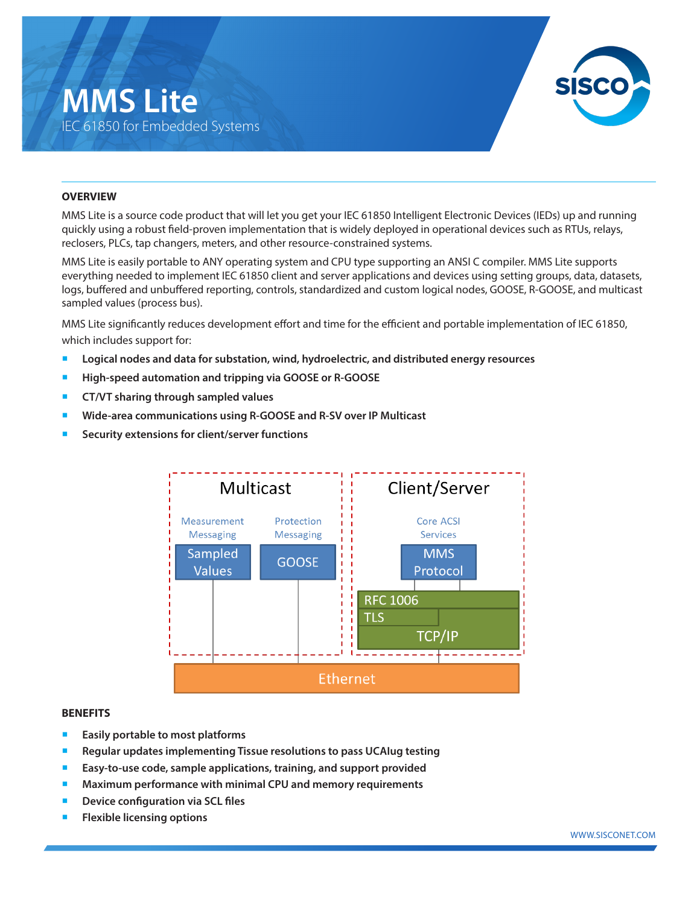# MMS Lite

IEC 61850 for Embedded Systems

SISCO

## OVERVIEW

MMS Lite is a source code product that will let you get your IEC 61850 Intelligent Electronic Devices (IEDs) up and running quickly using a robust field-proven implementation that is widely deployed in operational devices such as RTUs, relays, reclosers, PLCs, tap changers, meters, and other resource-constrained systems.

MMS Lite is easily portable to ANY operating system and CPU type supporting an ANSI C compiler. MMS Lite supports everything needed to implement IEC 61850 client and server applications and devices using setting groups, data, datasets, logs, buffered and unbuffered reporting, controls, standardized and custom logical nodes, GOOSE, R-GOOSE, and multicast sampled values (process bus).

MMS Lite significantly reduces development effort and time for the efficient and portable implementation of IEC 61850, which includes support for:

- **Logical nodes and data for substation, wind, hydroelectric, and distributed energy resources**
- **High-speed automation and tripping via GOOSE or R-GOOSE**
- **CT/VT sharing through sampled values**
- **Wide-area communications using R-GOOSE and R-SV over IP Multicast**
- **Security extensions for client/server functions**

Multicast — Measurement Messaging: Sampled Values; Protection Messaging: GOOSE

Client/Server — Core ACSI Services: MMS Protocol; RFC 1006; TLS; TCP/IP

Ethernet

## BENEFITS

- **Easily portable to most platforms**
- **Regular updates implementing Tissue resolutions to pass UCAIug testing**
- **Easy-to-use code, sample applications, training, and support provided**
- **Maximum performance with minimal CPU and memory requirements**
- **Device configuration via SCL files**
- **Flexible licensing options**

WWW.SISCONET.COM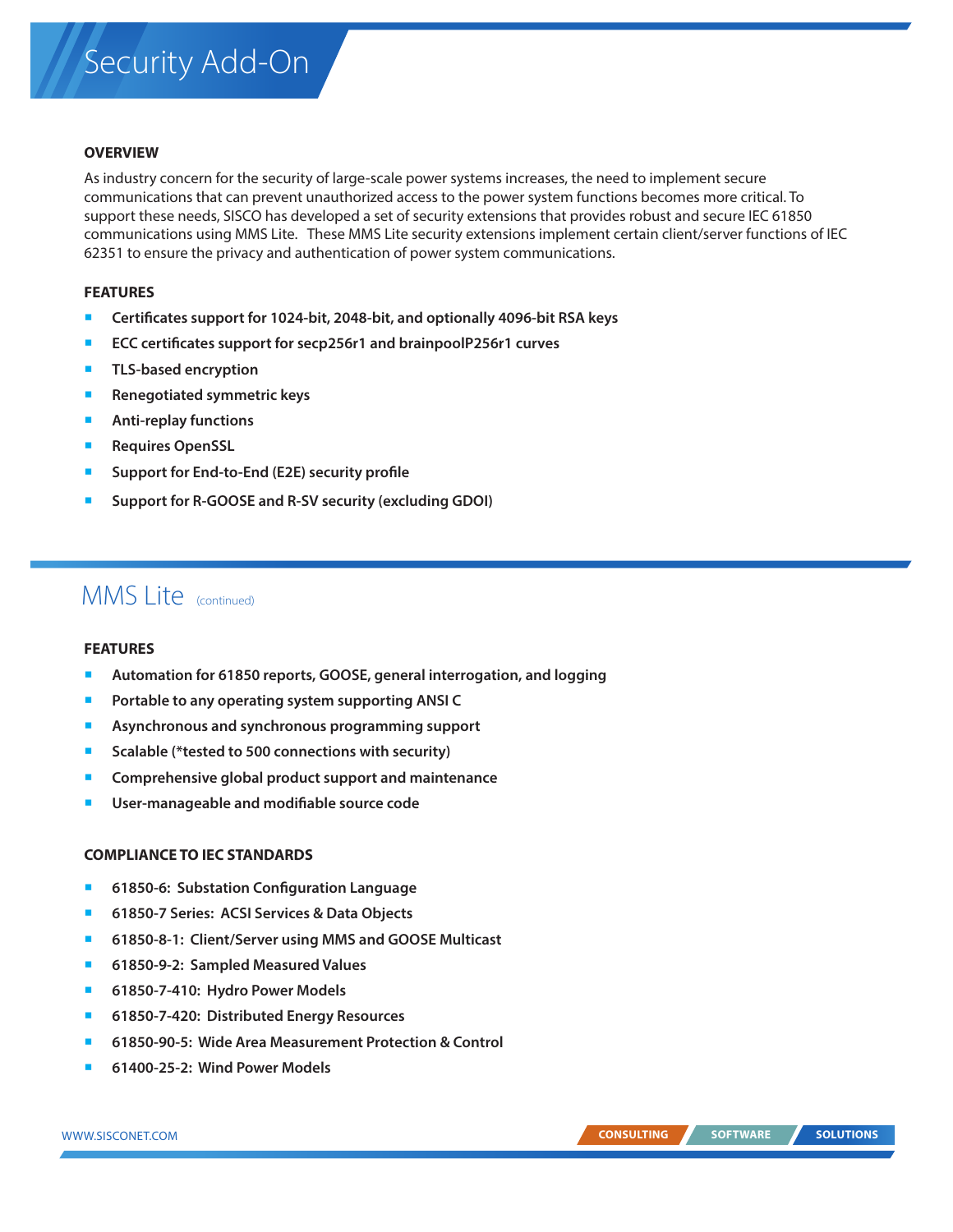# Security Add-On

**OVERVIEW**

As industry concern for the security of large-scale power systems increases, the need to implement secure communications that can prevent unauthorized access to the power system functions becomes more critical. To support these needs, SISCO has developed a set of security extensions that provides robust and secure IEC 61850 communications using MMS Lite. These MMS Lite security extensions implement certain client/server functions of IEC 62351 to ensure the privacy and authentication of power system communications.

**FEATURES**

- **Certificates support for 1024-bit, 2048-bit, and optionally 4096-bit RSA keys**
- **ECC certificates support for secp256r1 and brainpoolP256r1 curves**
- **TLS-based encryption**
- **Renegotiated symmetric keys**
- **Anti-replay functions**
- **Requires OpenSSL**
- **Support for End-to-End (E2E) security profile**
- **Support for R-GOOSE and R-SV security (excluding GDOI)**

# MMS Lite (continued)

**FEATURES**

- **Automation for 61850 reports, GOOSE, general interrogation, and logging**
- **Portable to any operating system supporting ANSI C**
- **Asynchronous and synchronous programming support**
- **Scalable (*tested to 500 connections with security)**
- **Comprehensive global product support and maintenance**
- **User-manageable and modifiable source code**

**COMPLIANCE TO IEC STANDARDS**

- **61850-6: Substation Configuration Language**
- **61850-7 Series: ACSI Services & Data Objects**
- **61850-8-1: Client/Server using MMS and GOOSE Multicast**
- **61850-9-2: Sampled Measured Values**
- **61850-7-410: Hydro Power Models**
- **61850-7-420: Distributed Energy Resources**
- **61850-90-5: Wide Area Measurement Protection & Control**
- **61400-25-2: Wind Power Models**